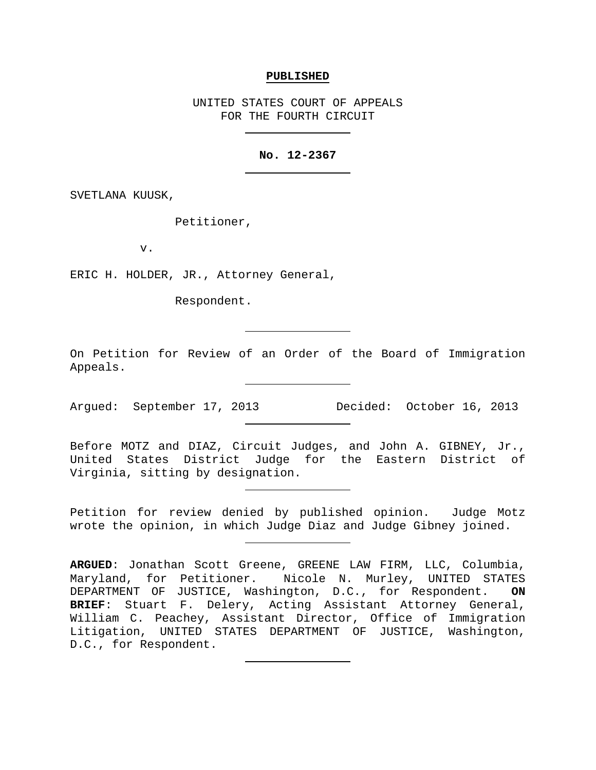**PUBLISHED**

UNITED STATES COURT OF APPEALS
FOR THE FOURTH CIRCUIT

---

**No. 12-2367**

---

SVETLANA KUUSK,

Petitioner,

v.

ERIC H. HOLDER, JR., Attorney General,

Respondent.

---

On Petition for Review of an Order of the Board of Immigration Appeals.

---

Argued: September 17, 2013 Decided: October 16, 2013

---

Before MOTZ and DIAZ, Circuit Judges, and John A. GIBNEY, Jr., United States District Judge for the Eastern District of Virginia, sitting by designation.

---

Petition for review denied by published opinion. Judge Motz wrote the opinion, in which Judge Diaz and Judge Gibney joined.

---

**ARGUED**: Jonathan Scott Greene, GREENE LAW FIRM, LLC, Columbia, Maryland, for Petitioner. Nicole N. Murley, UNITED STATES DEPARTMENT OF JUSTICE, Washington, D.C., for Respondent. **ON BRIEF**: Stuart F. Delery, Acting Assistant Attorney General, William C. Peachey, Assistant Director, Office of Immigration Litigation, UNITED STATES DEPARTMENT OF JUSTICE, Washington, D.C., for Respondent.

---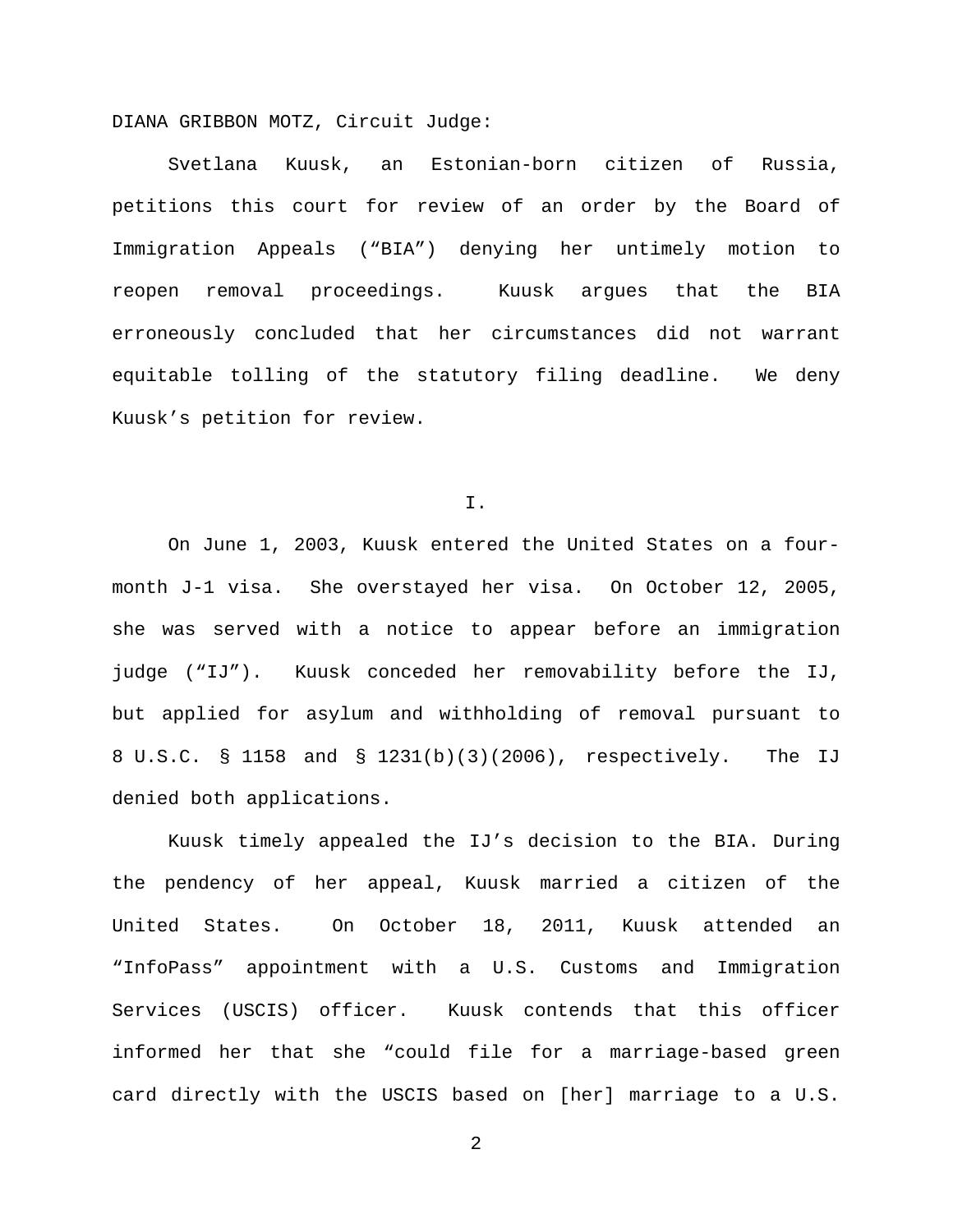DIANA GRIBBON MOTZ, Circuit Judge:

Svetlana Kuusk, an Estonian-born citizen of Russia, petitions this court for review of an order by the Board of Immigration Appeals ("BIA") denying her untimely motion to reopen removal proceedings. Kuusk argues that the BIA erroneously concluded that her circumstances did not warrant equitable tolling of the statutory filing deadline. We deny Kuusk's petition for review.

## I.

On June 1, 2003, Kuusk entered the United States on a four-month J-1 visa. She overstayed her visa. On October 12, 2005, she was served with a notice to appear before an immigration judge ("IJ"). Kuusk conceded her removability before the IJ, but applied for asylum and withholding of removal pursuant to 8 U.S.C. § 1158 and § 1231(b)(3)(2006), respectively. The IJ denied both applications.

Kuusk timely appealed the IJ's decision to the BIA. During the pendency of her appeal, Kuusk married a citizen of the United States. On October 18, 2011, Kuusk attended an "InfoPass" appointment with a U.S. Customs and Immigration Services (USCIS) officer. Kuusk contends that this officer informed her that she "could file for a marriage-based green card directly with the USCIS based on [her] marriage to a U.S.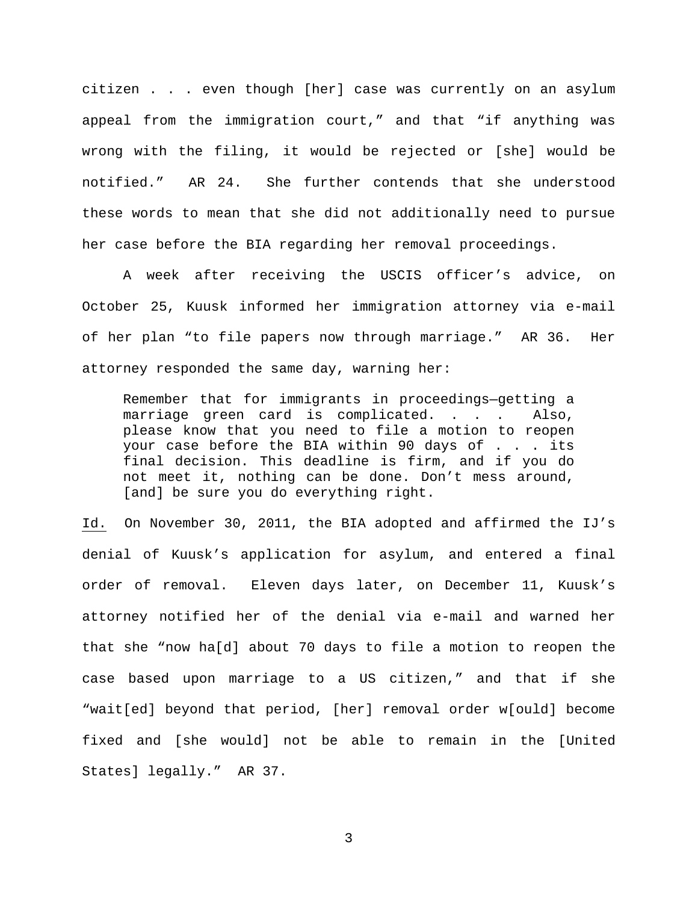citizen . . . even though [her] case was currently on an asylum appeal from the immigration court," and that "if anything was wrong with the filing, it would be rejected or [she] would be notified." AR 24. She further contends that she understood these words to mean that she did not additionally need to pursue her case before the BIA regarding her removal proceedings.

A week after receiving the USCIS officer's advice, on October 25, Kuusk informed her immigration attorney via e-mail of her plan "to file papers now through marriage." AR 36. Her attorney responded the same day, warning her:

> Remember that for immigrants in proceedings—getting a marriage green card is complicated. . . . Also, please know that you need to file a motion to reopen your case before the BIA within 90 days of . . . its final decision. This deadline is firm, and if you do not meet it, nothing can be done. Don't mess around, [and] be sure you do everything right.

Id. On November 30, 2011, the BIA adopted and affirmed the IJ's denial of Kuusk's application for asylum, and entered a final order of removal. Eleven days later, on December 11, Kuusk's attorney notified her of the denial via e-mail and warned her that she "now ha[d] about 70 days to file a motion to reopen the case based upon marriage to a US citizen," and that if she "wait[ed] beyond that period, [her] removal order w[ould] become fixed and [she would] not be able to remain in the [United States] legally." AR 37.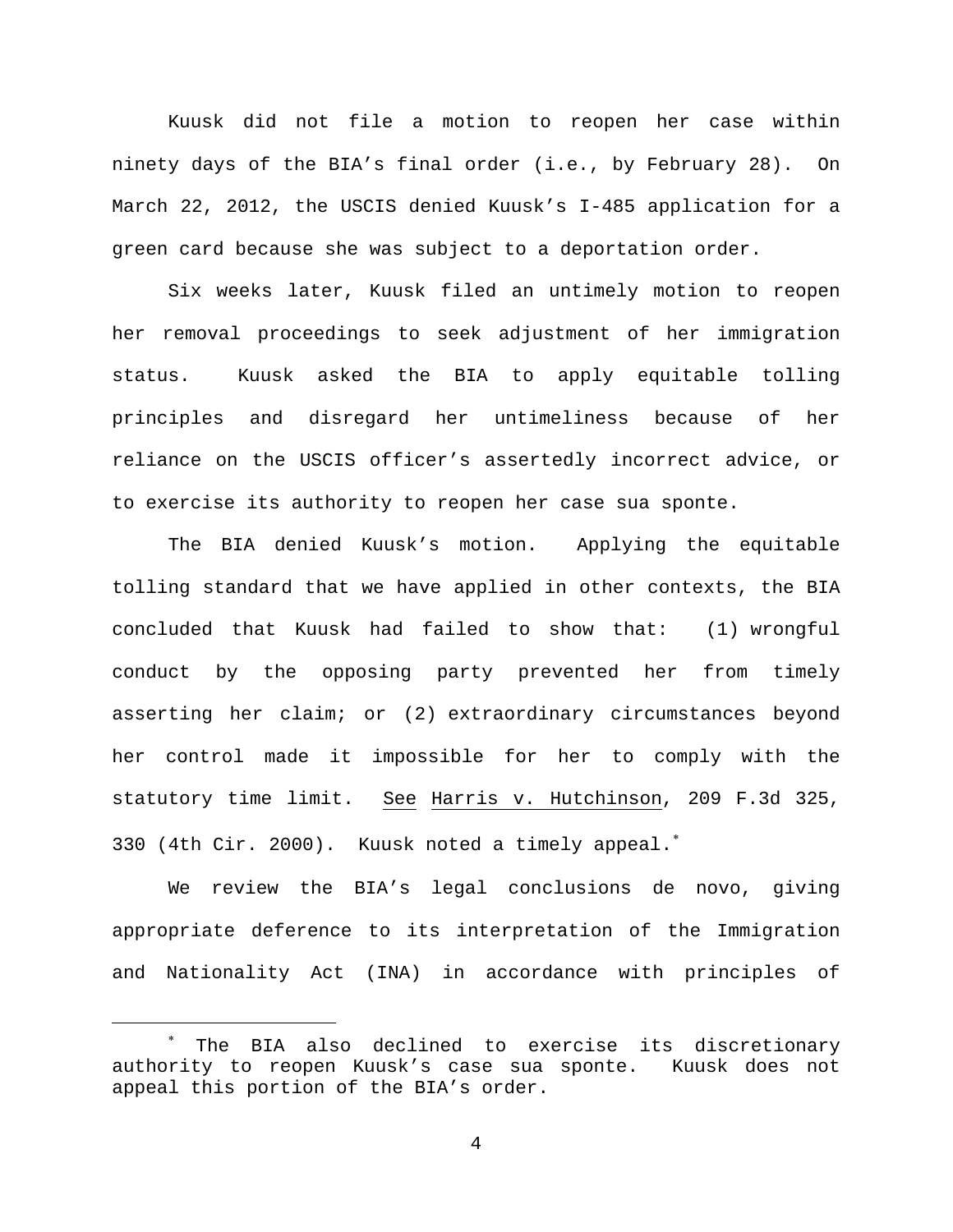Kuusk did not file a motion to reopen her case within ninety days of the BIA's final order (i.e., by February 28). On March 22, 2012, the USCIS denied Kuusk's I-485 application for a green card because she was subject to a deportation order.

Six weeks later, Kuusk filed an untimely motion to reopen her removal proceedings to seek adjustment of her immigration status. Kuusk asked the BIA to apply equitable tolling principles and disregard her untimeliness because of her reliance on the USCIS officer's assertedly incorrect advice, or to exercise its authority to reopen her case sua sponte.

The BIA denied Kuusk's motion. Applying the equitable tolling standard that we have applied in other contexts, the BIA concluded that Kuusk had failed to show that: (1) wrongful conduct by the opposing party prevented her from timely asserting her claim; or (2) extraordinary circumstances beyond her control made it impossible for her to comply with the statutory time limit. See Harris v. Hutchinson, 209 F.3d 325, 330 (4th Cir. 2000). Kuusk noted a timely appeal.*

We review the BIA's legal conclusions de novo, giving appropriate deference to its interpretation of the Immigration and Nationality Act (INA) in accordance with principles of

---

* The BIA also declined to exercise its discretionary authority to reopen Kuusk's case sua sponte. Kuusk does not appeal this portion of the BIA's order.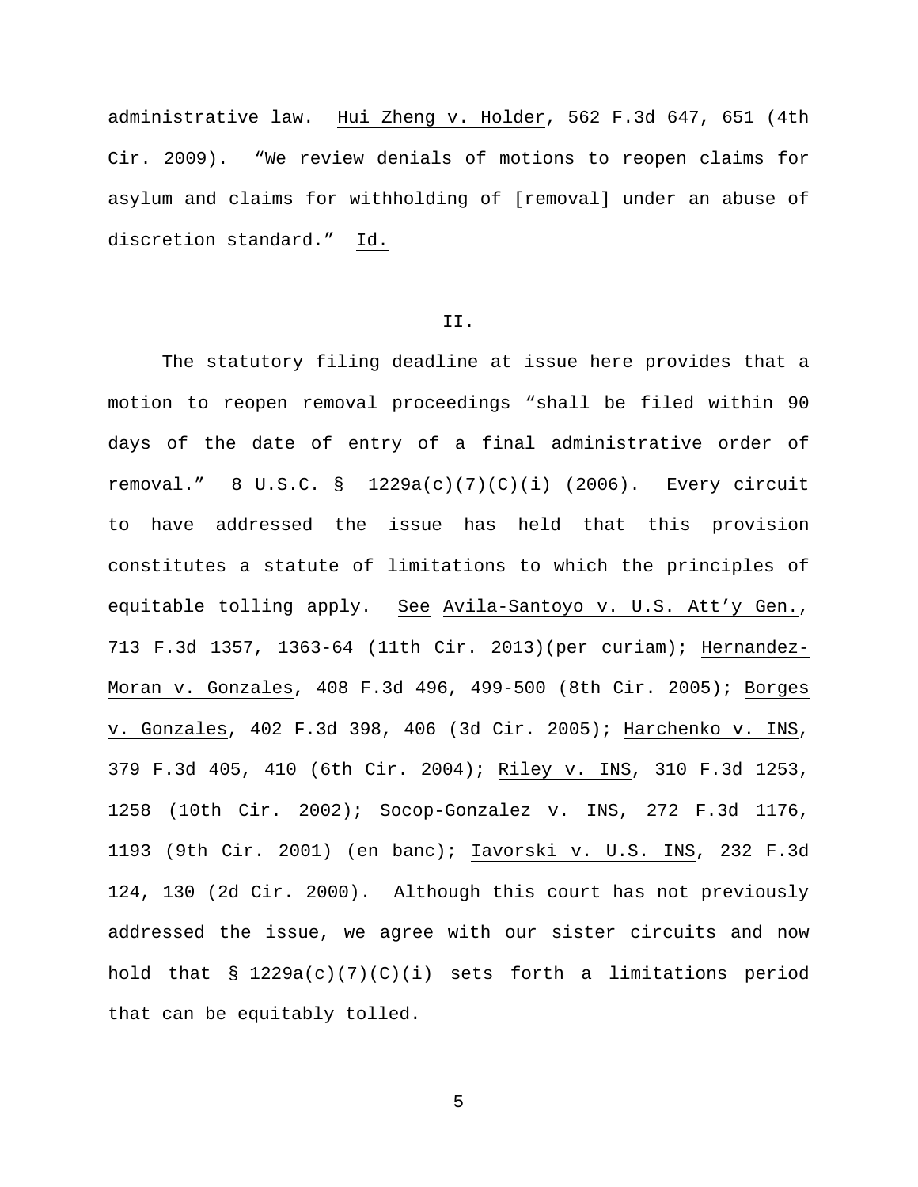administrative law. Hui Zheng v. Holder, 562 F.3d 647, 651 (4th Cir. 2009). "We review denials of motions to reopen claims for asylum and claims for withholding of [removal] under an abuse of discretion standard." Id.

## II.

The statutory filing deadline at issue here provides that a motion to reopen removal proceedings "shall be filed within 90 days of the date of entry of a final administrative order of removal." 8 U.S.C. § 1229a(c)(7)(C)(i) (2006). Every circuit to have addressed the issue has held that this provision constitutes a statute of limitations to which the principles of equitable tolling apply. See Avila-Santoyo v. U.S. Att'y Gen., 713 F.3d 1357, 1363-64 (11th Cir. 2013)(per curiam); Hernandez-Moran v. Gonzales, 408 F.3d 496, 499-500 (8th Cir. 2005); Borges v. Gonzales, 402 F.3d 398, 406 (3d Cir. 2005); Harchenko v. INS, 379 F.3d 405, 410 (6th Cir. 2004); Riley v. INS, 310 F.3d 1253, 1258 (10th Cir. 2002); Socop-Gonzalez v. INS, 272 F.3d 1176, 1193 (9th Cir. 2001) (en banc); Iavorski v. U.S. INS, 232 F.3d 124, 130 (2d Cir. 2000). Although this court has not previously addressed the issue, we agree with our sister circuits and now hold that § 1229a(c)(7)(C)(i) sets forth a limitations period that can be equitably tolled.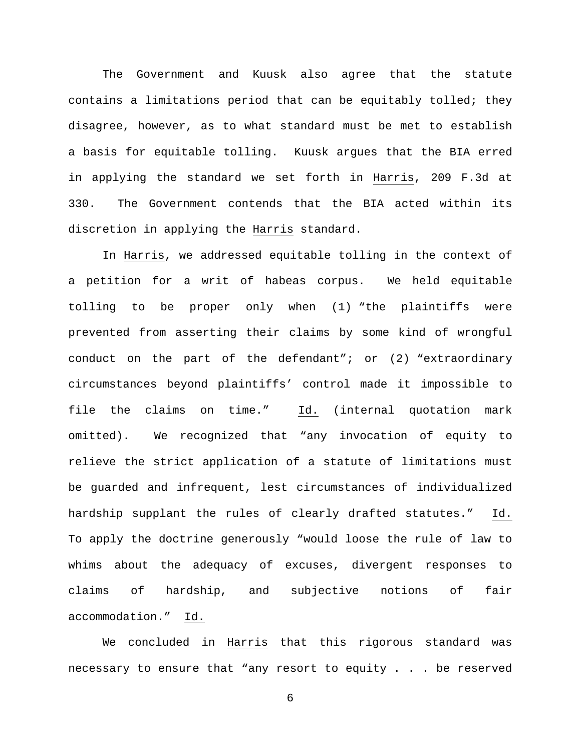The Government and Kuusk also agree that the statute contains a limitations period that can be equitably tolled; they disagree, however, as to what standard must be met to establish a basis for equitable tolling. Kuusk argues that the BIA erred in applying the standard we set forth in Harris, 209 F.3d at 330. The Government contends that the BIA acted within its discretion in applying the Harris standard.

In Harris, we addressed equitable tolling in the context of a petition for a writ of habeas corpus. We held equitable tolling to be proper only when (1) "the plaintiffs were prevented from asserting their claims by some kind of wrongful conduct on the part of the defendant"; or (2) "extraordinary circumstances beyond plaintiffs' control made it impossible to file the claims on time." Id. (internal quotation mark omitted). We recognized that "any invocation of equity to relieve the strict application of a statute of limitations must be guarded and infrequent, lest circumstances of individualized hardship supplant the rules of clearly drafted statutes." Id. To apply the doctrine generously "would loose the rule of law to whims about the adequacy of excuses, divergent responses to claims of hardship, and subjective notions of fair accommodation." Id.

We concluded in Harris that this rigorous standard was necessary to ensure that "any resort to equity . . . be reserved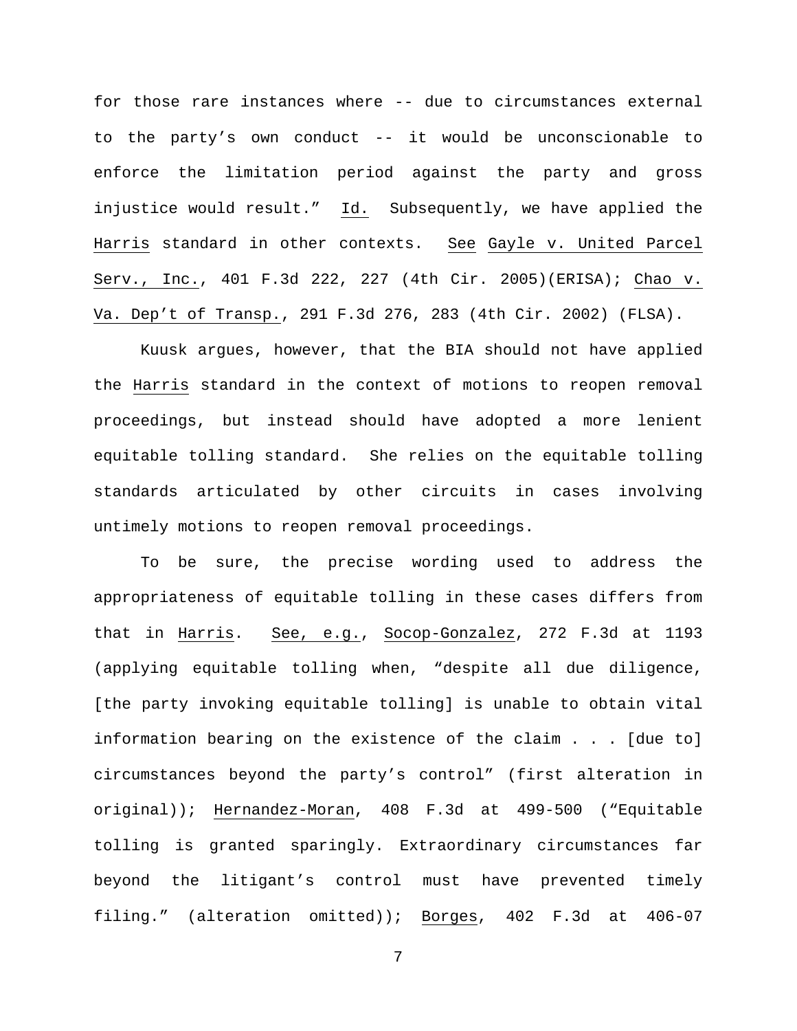for those rare instances where -- due to circumstances external to the party's own conduct -- it would be unconscionable to enforce the limitation period against the party and gross injustice would result." Id. Subsequently, we have applied the Harris standard in other contexts. See Gayle v. United Parcel Serv., Inc., 401 F.3d 222, 227 (4th Cir. 2005)(ERISA); Chao v. Va. Dep't of Transp., 291 F.3d 276, 283 (4th Cir. 2002) (FLSA).

Kuusk argues, however, that the BIA should not have applied the Harris standard in the context of motions to reopen removal proceedings, but instead should have adopted a more lenient equitable tolling standard. She relies on the equitable tolling standards articulated by other circuits in cases involving untimely motions to reopen removal proceedings.

To be sure, the precise wording used to address the appropriateness of equitable tolling in these cases differs from that in Harris. See, e.g., Socop-Gonzalez, 272 F.3d at 1193 (applying equitable tolling when, "despite all due diligence, [the party invoking equitable tolling] is unable to obtain vital information bearing on the existence of the claim . . . [due to] circumstances beyond the party's control" (first alteration in original)); Hernandez-Moran, 408 F.3d at 499-500 ("Equitable tolling is granted sparingly. Extraordinary circumstances far beyond the litigant's control must have prevented timely filing." (alteration omitted)); Borges, 402 F.3d at 406-07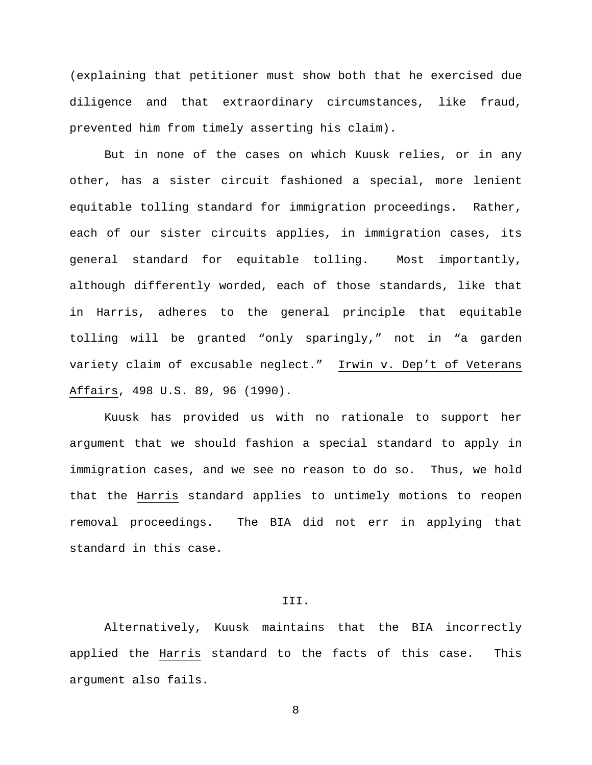(explaining that petitioner must show both that he exercised due diligence and that extraordinary circumstances, like fraud, prevented him from timely asserting his claim).

But in none of the cases on which Kuusk relies, or in any other, has a sister circuit fashioned a special, more lenient equitable tolling standard for immigration proceedings. Rather, each of our sister circuits applies, in immigration cases, its general standard for equitable tolling. Most importantly, although differently worded, each of those standards, like that in Harris, adheres to the general principle that equitable tolling will be granted "only sparingly," not in "a garden variety claim of excusable neglect." Irwin v. Dep't of Veterans Affairs, 498 U.S. 89, 96 (1990).

Kuusk has provided us with no rationale to support her argument that we should fashion a special standard to apply in immigration cases, and we see no reason to do so. Thus, we hold that the Harris standard applies to untimely motions to reopen removal proceedings. The BIA did not err in applying that standard in this case.

## III.

Alternatively, Kuusk maintains that the BIA incorrectly applied the Harris standard to the facts of this case. This argument also fails.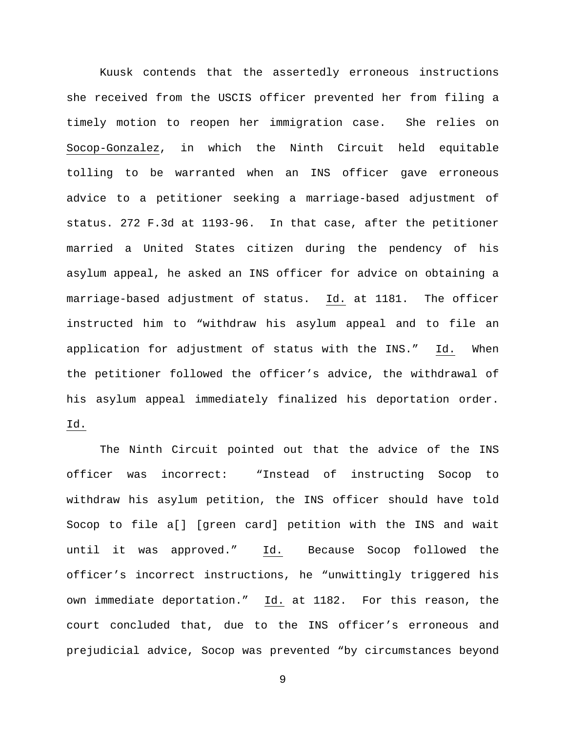Kuusk contends that the assertedly erroneous instructions she received from the USCIS officer prevented her from filing a timely motion to reopen her immigration case. She relies on Socop-Gonzalez, in which the Ninth Circuit held equitable tolling to be warranted when an INS officer gave erroneous advice to a petitioner seeking a marriage-based adjustment of status. 272 F.3d at 1193-96. In that case, after the petitioner married a United States citizen during the pendency of his asylum appeal, he asked an INS officer for advice on obtaining a marriage-based adjustment of status. Id. at 1181. The officer instructed him to "withdraw his asylum appeal and to file an application for adjustment of status with the INS." Id. When the petitioner followed the officer's advice, the withdrawal of his asylum appeal immediately finalized his deportation order. Id.

The Ninth Circuit pointed out that the advice of the INS officer was incorrect: "Instead of instructing Socop to withdraw his asylum petition, the INS officer should have told Socop to file a[] [green card] petition with the INS and wait until it was approved." Id. Because Socop followed the officer's incorrect instructions, he "unwittingly triggered his own immediate deportation." Id. at 1182. For this reason, the court concluded that, due to the INS officer's erroneous and prejudicial advice, Socop was prevented "by circumstances beyond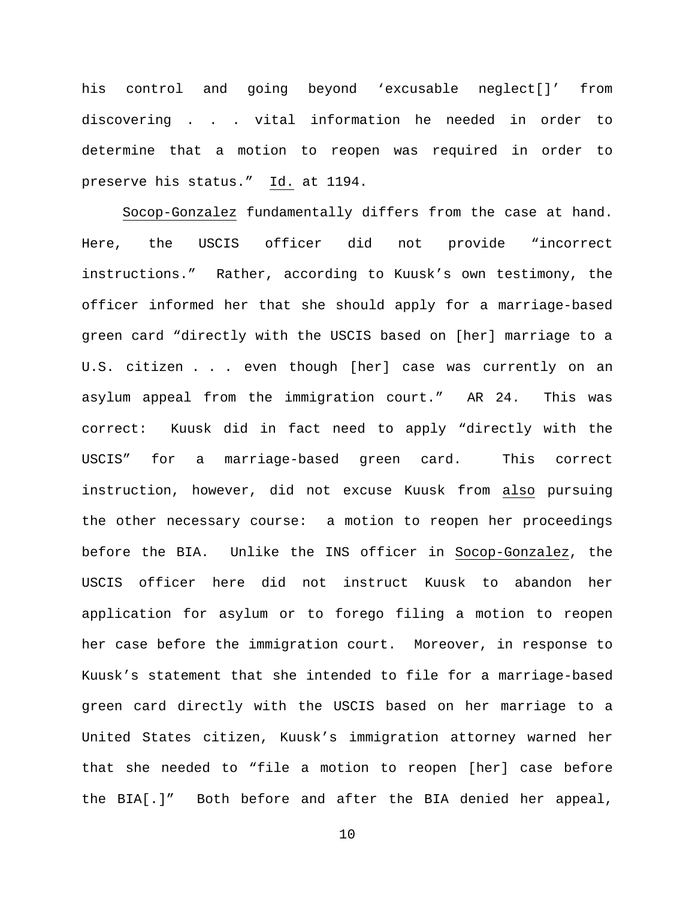his control and going beyond 'excusable neglect[]' from discovering . . . vital information he needed in order to determine that a motion to reopen was required in order to preserve his status." Id. at 1194.

Socop-Gonzalez fundamentally differs from the case at hand. Here, the USCIS officer did not provide "incorrect instructions." Rather, according to Kuusk's own testimony, the officer informed her that she should apply for a marriage-based green card "directly with the USCIS based on [her] marriage to a U.S. citizen . . . even though [her] case was currently on an asylum appeal from the immigration court." AR 24. This was correct: Kuusk did in fact need to apply "directly with the USCIS" for a marriage-based green card. This correct instruction, however, did not excuse Kuusk from also pursuing the other necessary course: a motion to reopen her proceedings before the BIA. Unlike the INS officer in Socop-Gonzalez, the USCIS officer here did not instruct Kuusk to abandon her application for asylum or to forego filing a motion to reopen her case before the immigration court. Moreover, in response to Kuusk's statement that she intended to file for a marriage-based green card directly with the USCIS based on her marriage to a United States citizen, Kuusk's immigration attorney warned her that she needed to "file a motion to reopen [her] case before the BIA[.]" Both before and after the BIA denied her appeal,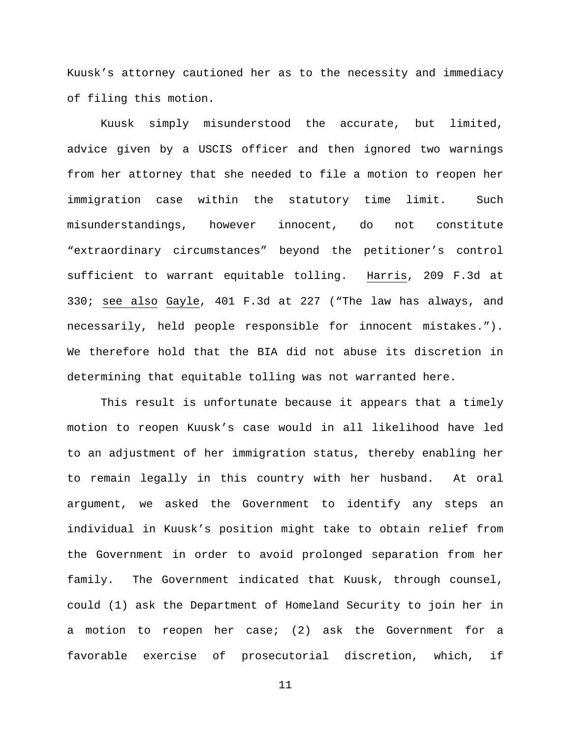Kuusk's attorney cautioned her as to the necessity and immediacy of filing this motion.

Kuusk simply misunderstood the accurate, but limited, advice given by a USCIS officer and then ignored two warnings from her attorney that she needed to file a motion to reopen her immigration case within the statutory time limit. Such misunderstandings, however innocent, do not constitute "extraordinary circumstances" beyond the petitioner's control sufficient to warrant equitable tolling. Harris, 209 F.3d at 330; see also Gayle, 401 F.3d at 227 ("The law has always, and necessarily, held people responsible for innocent mistakes."). We therefore hold that the BIA did not abuse its discretion in determining that equitable tolling was not warranted here.

This result is unfortunate because it appears that a timely motion to reopen Kuusk's case would in all likelihood have led to an adjustment of her immigration status, thereby enabling her to remain legally in this country with her husband. At oral argument, we asked the Government to identify any steps an individual in Kuusk's position might take to obtain relief from the Government in order to avoid prolonged separation from her family. The Government indicated that Kuusk, through counsel, could (1) ask the Department of Homeland Security to join her in a motion to reopen her case; (2) ask the Government for a favorable exercise of prosecutorial discretion, which, if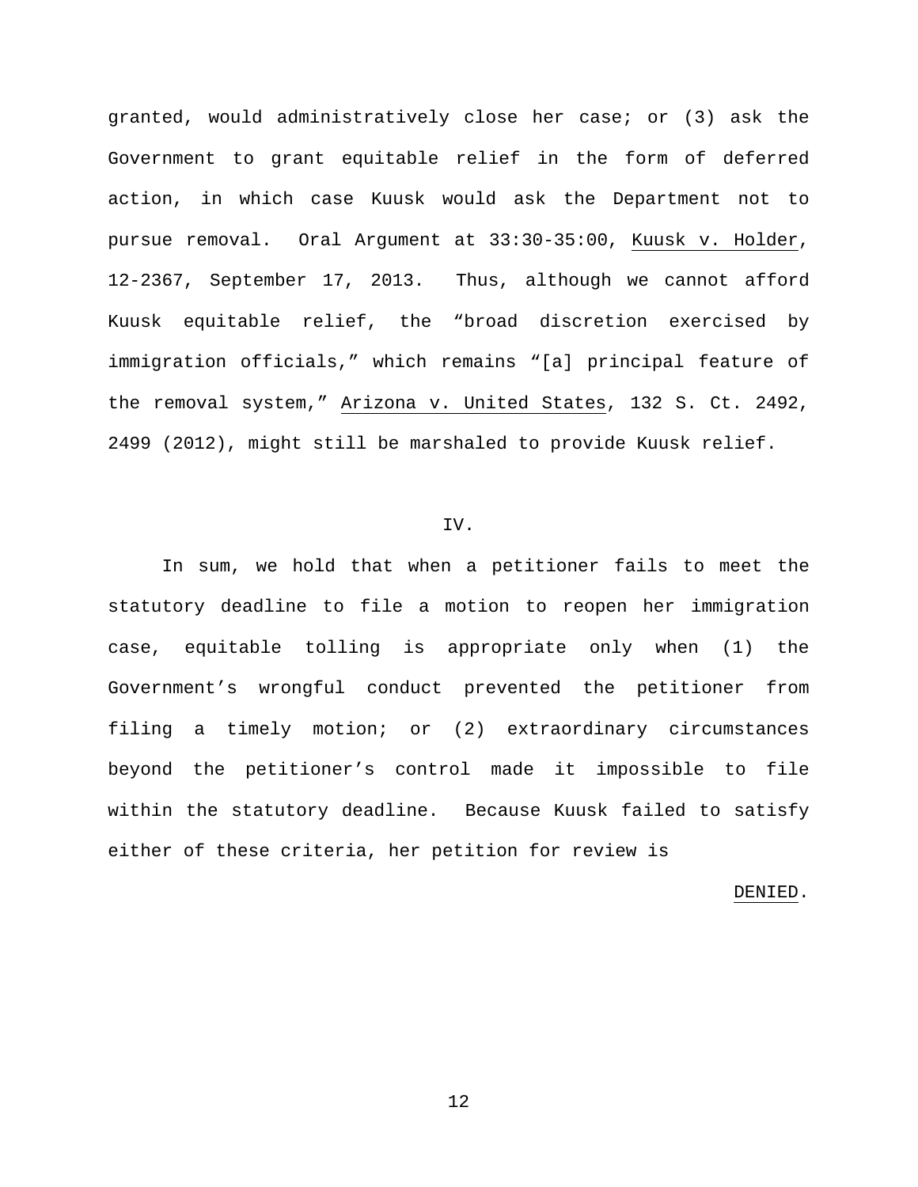granted, would administratively close her case; or (3) ask the Government to grant equitable relief in the form of deferred action, in which case Kuusk would ask the Department not to pursue removal. Oral Argument at 33:30-35:00, Kuusk v. Holder, 12-2367, September 17, 2013. Thus, although we cannot afford Kuusk equitable relief, the "broad discretion exercised by immigration officials," which remains "[a] principal feature of the removal system," Arizona v. United States, 132 S. Ct. 2492, 2499 (2012), might still be marshaled to provide Kuusk relief.

## IV.

In sum, we hold that when a petitioner fails to meet the statutory deadline to file a motion to reopen her immigration case, equitable tolling is appropriate only when (1) the Government's wrongful conduct prevented the petitioner from filing a timely motion; or (2) extraordinary circumstances beyond the petitioner's control made it impossible to file within the statutory deadline. Because Kuusk failed to satisfy either of these criteria, her petition for review is

DENIED.